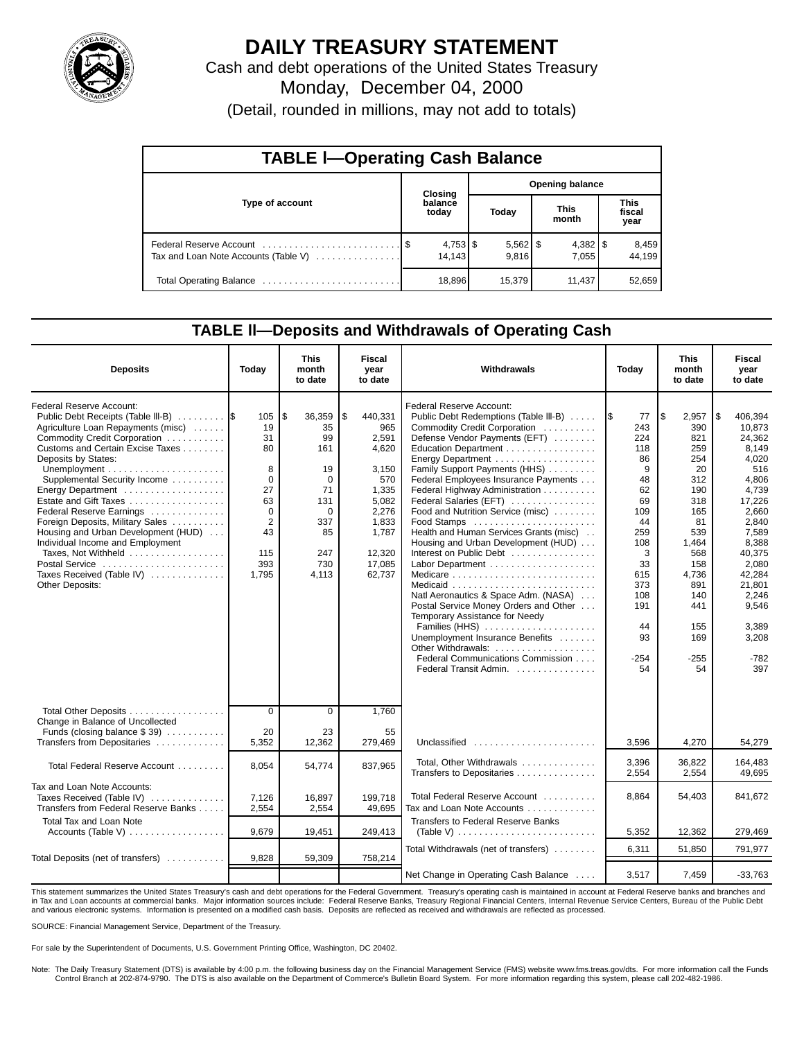# DAILY TREASURY STATEMENT

Cash and debt operations of the United States Treasury

Monday, December 04, 2000

(Detail, rounded in millions, may not add to totals)

## TABLE I—Operating Cash Balance

| Type of account | Closing balance today | Opening balance Today | Opening balance This month | Opening balance This fiscal year |
|---|---|---|---|---|
| Federal Reserve Account | $ 4,753 | $ 5,562 | $ 4,382 | $ 8,459 |
| Tax and Loan Note Accounts (Table V) | 14,143 | 9,816 | 7,055 | 44,199 |
| Total Operating Balance | 18,896 | 15,379 | 11,437 | 52,659 |

## TABLE II—Deposits and Withdrawals of Operating Cash

| Deposits | Today | This month to date | Fiscal year to date |
|---|---|---|---|
| Federal Reserve Account: | | | |
| Public Debt Receipts (Table III-B) | $ 105 | $ 36,359 | $ 440,331 |
| Agriculture Loan Repayments (misc) | 19 | 35 | 965 |
| Commodity Credit Corporation | 31 | 99 | 2,591 |
| Customs and Certain Excise Taxes | 80 | 161 | 4,620 |
| Deposits by States: | | | |
| Unemployment | 8 | 19 | 3,150 |
| Supplemental Security Income | 0 | 0 | 570 |
| Energy Department | 27 | 71 | 1,335 |
| Estate and Gift Taxes | 63 | 131 | 5,082 |
| Federal Reserve Earnings | 0 | 0 | 2,276 |
| Foreign Deposits, Military Sales | 2 | 337 | 1,833 |
| Housing and Urban Development (HUD) | 43 | 85 | 1,787 |
| Individual Income and Employment Taxes, Not Withheld | 115 | 247 | 12,320 |
| Postal Service | 393 | 730 | 17,085 |
| Taxes Received (Table IV) | 1,795 | 4,113 | 62,737 |
| Other Deposits: | | | |
| Total Other Deposits | 0 | 0 | 1,760 |
| Change in Balance of Uncollected Funds (closing balance $ 39) | 20 | 23 | 55 |
| Transfers from Depositaries | 5,352 | 12,362 | 279,469 |
| Total Federal Reserve Account | 8,054 | 54,774 | 837,965 |
| Tax and Loan Note Accounts: | | | |
| Taxes Received (Table IV) | 7,126 | 16,897 | 199,718 |
| Transfers from Federal Reserve Banks | 2,554 | 2,554 | 49,695 |
| Total Tax and Loan Note Accounts (Table V) | 9,679 | 19,451 | 249,413 |
| Total Deposits (net of transfers) | 9,828 | 59,309 | 758,214 |

| Withdrawals | Today | This month to date | Fiscal year to date |
|---|---|---|---|
| Federal Reserve Account: | | | |
| Public Debt Redemptions (Table III-B) | $ 77 | $ 2,957 | $ 406,394 |
| Commodity Credit Corporation | 243 | 390 | 10,873 |
| Defense Vendor Payments (EFT) | 224 | 821 | 24,362 |
| Education Department | 118 | 259 | 8,149 |
| Energy Department | 86 | 254 | 4,020 |
| Family Support Payments (HHS) | 9 | 20 | 516 |
| Federal Employees Insurance Payments | 48 | 312 | 4,806 |
| Federal Highway Administration | 62 | 190 | 4,739 |
| Federal Salaries (EFT) | 69 | 318 | 17,226 |
| Food and Nutrition Service (misc) | 109 | 165 | 2,660 |
| Food Stamps | 44 | 81 | 2,840 |
| Health and Human Services Grants (misc) | 259 | 539 | 7,589 |
| Housing and Urban Development (HUD) | 108 | 1,464 | 8,388 |
| Interest on Public Debt | 3 | 568 | 40,375 |
| Labor Department | 33 | 158 | 2,080 |
| Medicare | 615 | 4,736 | 42,284 |
| Medicaid | 373 | 891 | 21,801 |
| Natl Aeronautics & Space Adm. (NASA) | 108 | 140 | 2,246 |
| Postal Service Money Orders and Other | 191 | 441 | 9,546 |
| Temporary Assistance for Needy Families (HHS) | 44 | 155 | 3,389 |
| Unemployment Insurance Benefits | 93 | 169 | 3,208 |
| Other Withdrawals: | | | |
| Federal Communications Commission | -254 | -255 | -782 |
| Federal Transit Admin. | 54 | 54 | 397 |
| Unclassified | 3,596 | 4,270 | 54,279 |
| Total, Other Withdrawals | 3,396 | 36,822 | 164,483 |
| Transfers to Depositaries | 2,554 | 2,554 | 49,695 |
| Total Federal Reserve Account | 8,864 | 54,403 | 841,672 |
| Tax and Loan Note Accounts | | | |
| Transfers to Federal Reserve Banks (Table V) | 5,352 | 12,362 | 279,469 |
| Total Withdrawals (net of transfers) | 6,311 | 51,850 | 791,977 |
| Net Change in Operating Cash Balance | 3,517 | 7,459 | -33,763 |

This statement summarizes the United States Treasury's cash and debt operations for the Federal Government. Treasury's operating cash is maintained in account at Federal Reserve banks and branches and in Tax and Loan accounts at commercial banks. Major information sources include: Federal Reserve Banks, Treasury Regional Financial Centers, Internal Revenue Service Centers, Bureau of the Public Debt and various electronic systems. Information is presented on a modified cash basis. Deposits are reflected as received and withdrawals are reflected as processed.

SOURCE: Financial Management Service, Department of the Treasury.

For sale by the Superintendent of Documents, U.S. Government Printing Office, Washington, DC 20402.

Note: The Daily Treasury Statement (DTS) is available by 4:00 p.m. the following business day on the Financial Management Service (FMS) website www.fms.treas.gov/dts. For more information call the Funds Control Branch at 202-874-9790. The DTS is also available on the Department of Commerce's Bulletin Board System. For more information regarding this system, please call 202-482-1986.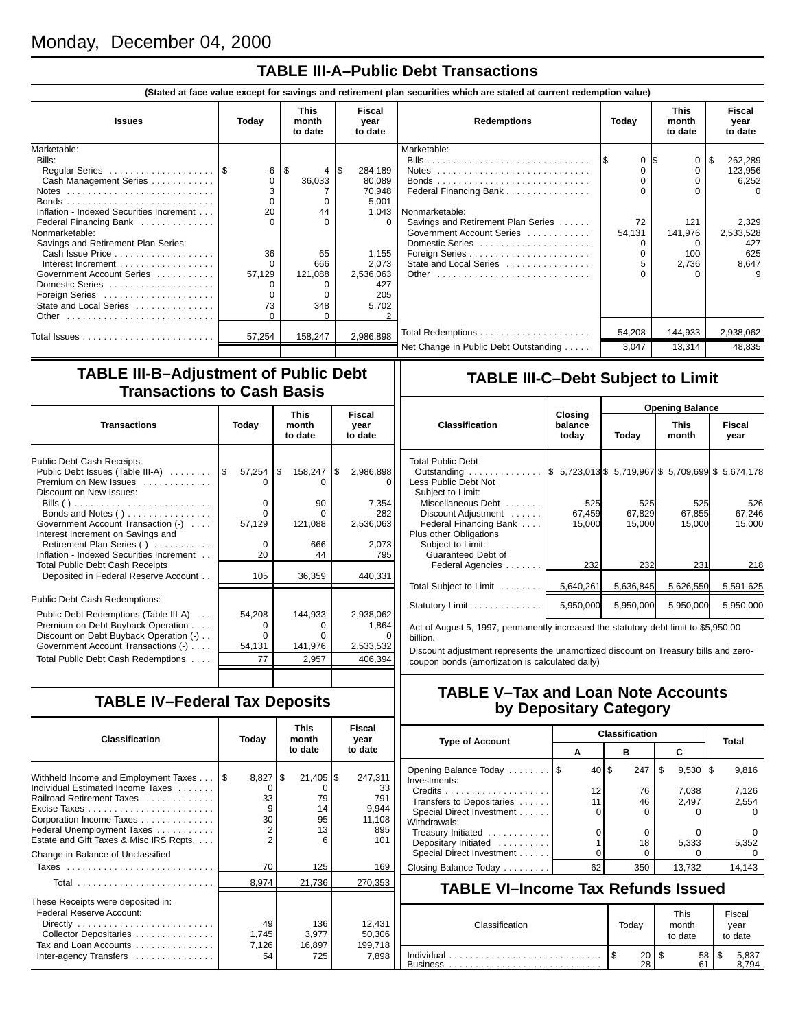Monday, December 04, 2000

## TABLE III-A–Public Debt Transactions

(Stated at face value except for savings and retirement plan securities which are stated at current redemption value)

| Issues | Today | This month to date | Fiscal year to date |
|---|---|---|---|
| Marketable: | | | |
| Bills: | | | |
| Regular Series | $ -6 | $ -4 | $ 284,189 |
| Cash Management Series | 0 | 36,033 | 80,089 |
| Notes | 3 | 7 | 70,948 |
| Bonds | 0 | 0 | 5,001 |
| Inflation - Indexed Securities Increment | 20 | 44 | 1,043 |
| Federal Financing Bank | 0 | 0 | 0 |
| Nonmarketable: | | | |
| Savings and Retirement Plan Series: | | | |
| Cash Issue Price | 36 | 65 | 1,155 |
| Interest Increment | 0 | 666 | 2,073 |
| Government Account Series | 57,129 | 121,088 | 2,536,063 |
| Domestic Series | 0 | 0 | 427 |
| Foreign Series | 0 | 0 | 205 |
| State and Local Series | 73 | 348 | 5,702 |
| Other | 0 | 0 | 2 |
| Total Issues | 57,254 | 158,247 | 2,986,898 |

| Redemptions | Today | This month to date | Fiscal year to date |
|---|---|---|---|
| Marketable: | | | |
| Bills | $ 0 | $ 0 | $ 262,289 |
| Notes | 0 | 0 | 123,956 |
| Bonds | 0 | 0 | 6,252 |
| Federal Financing Bank | 0 | 0 | 0 |
| Nonmarketable: | | | |
| Savings and Retirement Plan Series | 72 | 121 | 2,329 |
| Government Account Series | 54,131 | 141,976 | 2,533,528 |
| Domestic Series | 0 | 0 | 427 |
| Foreign Series | 0 | 100 | 625 |
| State and Local Series | 5 | 2,736 | 8,647 |
| Other | 0 | 0 | 9 |
| Total Redemptions | 54,208 | 144,933 | 2,938,062 |
| Net Change in Public Debt Outstanding | 3,047 | 13,314 | 48,835 |

## TABLE III-B–Adjustment of Public Debt Transactions to Cash Basis

| Transactions | Today | This month to date | Fiscal year to date |
|---|---|---|---|
| Public Debt Cash Receipts: | | | |
| Public Debt Issues (Table III-A) | $ 57,254 | $ 158,247 | $ 2,986,898 |
| Premium on New Issues | 0 | 0 | 0 |
| Discount on New Issues: | | | |
| Bills (-) | 0 | 90 | 7,354 |
| Bonds and Notes (-) | 0 | 0 | 282 |
| Government Account Transaction (-) | 57,129 | 121,088 | 2,536,063 |
| Interest Increment on Savings and Retirement Plan Series (-) | 0 | 666 | 2,073 |
| Inflation - Indexed Securities Increment | 20 | 44 | 795 |
| Total Public Debt Cash Receipts Deposited in Federal Reserve Account | 105 | 36,359 | 440,331 |
| Public Debt Cash Redemptions: | | | |
| Public Debt Redemptions (Table III-A) | 54,208 | 144,933 | 2,938,062 |
| Premium on Debt Buyback Operation | 0 | 0 | 1,864 |
| Discount on Debt Buyback Operation (-) | 0 | 0 | 0 |
| Government Account Transactions (-) | 54,131 | 141,976 | 2,533,532 |
| Total Public Debt Cash Redemptions | 77 | 2,957 | 406,394 |

## TABLE III-C–Debt Subject to Limit

| Classification | Closing balance today | Opening Balance | | |
|---|---|---|---|---|
| | | Today | This month | Fiscal year |
| Total Public Debt Outstanding | $ 5,723,013 | $ 5,719,967 | $ 5,709,699 | $ 5,674,178 |
| Less Public Debt Not Subject to Limit: | | | | |
| Miscellaneous Debt | 525 | 525 | 525 | 526 |
| Discount Adjustment | 67,459 | 67,829 | 67,855 | 67,246 |
| Federal Financing Bank | 15,000 | 15,000 | 15,000 | 15,000 |
| Plus other Obligations Subject to Limit: | | | | |
| Guaranteed Debt of Federal Agencies | 232 | 232 | 231 | 218 |
| Total Subject to Limit | 5,640,261 | 5,636,845 | 5,626,550 | 5,591,625 |
| Statutory Limit | 5,950,000 | 5,950,000 | 5,950,000 | 5,950,000 |

Act of August 5, 1997, permanently increased the statutory debt limit to $5,950.00 billion.

Discount adjustment represents the unamortized discount on Treasury bills and zero-coupon bonds (amortization is calculated daily)

## TABLE IV–Federal Tax Deposits

| Classification | Today | This month to date | Fiscal year to date |
|---|---|---|---|
| Withheld Income and Employment Taxes | $ 8,827 | $ 21,405 | $ 247,311 |
| Individual Estimated Income Taxes | 0 | 0 | 33 |
| Railroad Retirement Taxes | 33 | 79 | 791 |
| Excise Taxes | 9 | 14 | 9,944 |
| Corporation Income Taxes | 30 | 95 | 11,108 |
| Federal Unemployment Taxes | 2 | 13 | 895 |
| Estate and Gift Taxes & Misc IRS Rcpts. | 2 | 6 | 101 |
| Change in Balance of Unclassified Taxes | 70 | 125 | 169 |
| Total | 8,974 | 21,736 | 270,353 |
| These Receipts were deposited in: | | | |
| Federal Reserve Account: | | | |
| Directly | 49 | 136 | 12,431 |
| Collector Depositaries | 1,745 | 3,977 | 50,306 |
| Tax and Loan Accounts | 7,126 | 16,897 | 199,718 |
| Inter-agency Transfers | 54 | 725 | 7,898 |

## TABLE V–Tax and Loan Note Accounts by Depositary Category

| Type of Account | Classification | | | Total |
|---|---|---|---|---|
| | A | B | C | |
| Opening Balance Today | $ 40 | $ 247 | $ 9,530 | $ 9,816 |
| Investments: | | | | |
| Credits | 12 | 76 | 7,038 | 7,126 |
| Transfers to Depositaries | 11 | 46 | 2,497 | 2,554 |
| Special Direct Investment | 0 | 0 | 0 | 0 |
| Withdrawals: | | | | |
| Treasury Initiated | 0 | 0 | 0 | 0 |
| Depositary Initiated | 1 | 18 | 5,333 | 5,352 |
| Special Direct Investment | 0 | 0 | 0 | 0 |
| Closing Balance Today | 62 | 350 | 13,732 | 14,143 |

## TABLE VI–Income Tax Refunds Issued

| Classification | Today | This month to date | Fiscal year to date |
|---|---|---|---|
| Individual | $ 20 | $ 58 | $ 5,837 |
| Business | 28 | 61 | 8,794 |